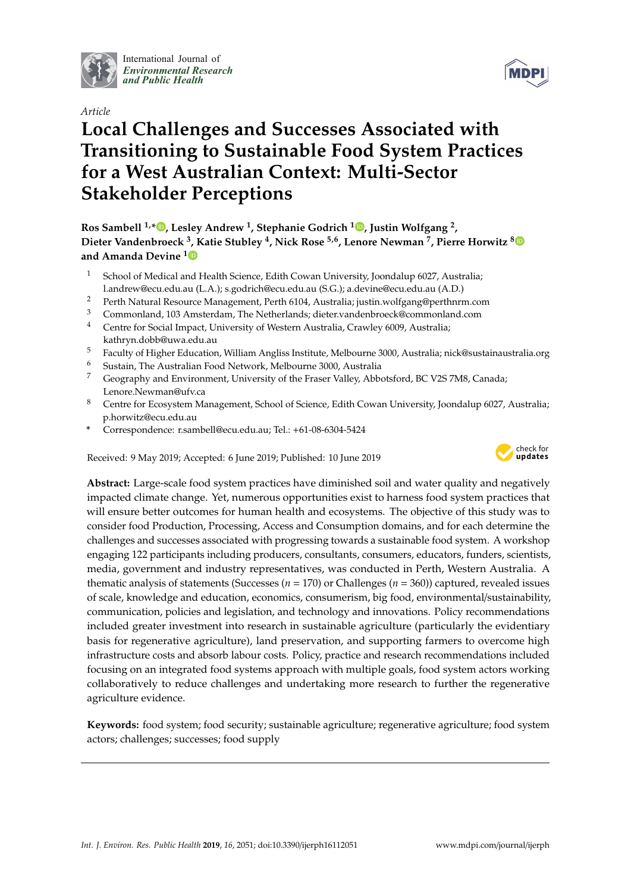International Journal of *Environmental Research and Public Health*

*Article*

# Local Challenges and Successes Associated with Transitioning to Sustainable Food System Practices for a West Australian Context: Multi-Sector Stakeholder Perceptions

**Ros Sambell [1,*], Lesley Andrew [1], Stephanie Godrich [1], Justin Wolfgang [2], Dieter Vandenbroeck [3], Katie Stubley [4], Nick Rose [5,6], Lenore Newman [7], Pierre Horwitz [8] and Amanda Devine [1]**

1. School of Medical and Health Science, Edith Cowan University, Joondalup 6027, Australia; l.andrew@ecu.edu.au (L.A.); s.godrich@ecu.edu.au (S.G.); a.devine@ecu.edu.au (A.D.)
2. Perth Natural Resource Management, Perth 6104, Australia; justin.wolfgang@perthnrm.com
3. Commonland, 103 Amsterdam, The Netherlands; dieter.vandenbroeck@commonland.com
4. Centre for Social Impact, University of Western Australia, Crawley 6009, Australia; kathryn.dobb@uwa.edu.au
5. Faculty of Higher Education, William Angliss Institute, Melbourne 3000, Australia; nick@sustainaustralia.org
6. Sustain, The Australian Food Network, Melbourne 3000, Australia
7. Geography and Environment, University of the Fraser Valley, Abbotsford, BC V2S 7M8, Canada; Lenore.Newman@ufv.ca
8. Centre for Ecosystem Management, School of Science, Edith Cowan University, Joondalup 6027, Australia; p.horwitz@ecu.edu.au

\* Correspondence: r.sambell@ecu.edu.au; Tel.: +61-08-6304-5424

Received: 9 May 2019; Accepted: 6 June 2019; Published: 10 June 2019

**Abstract:** Large-scale food system practices have diminished soil and water quality and negatively impacted climate change. Yet, numerous opportunities exist to harness food system practices that will ensure better outcomes for human health and ecosystems. The objective of this study was to consider food Production, Processing, Access and Consumption domains, and for each determine the challenges and successes associated with progressing towards a sustainable food system. A workshop engaging 122 participants including producers, consultants, consumers, educators, funders, scientists, media, government and industry representatives, was conducted in Perth, Western Australia. A thematic analysis of statements (Successes ($n$ = 170) or Challenges ($n$ = 360)) captured, revealed issues of scale, knowledge and education, economics, consumerism, big food, environmental/sustainability, communication, policies and legislation, and technology and innovations. Policy recommendations included greater investment into research in sustainable agriculture (particularly the evidentiary basis for regenerative agriculture), land preservation, and supporting farmers to overcome high infrastructure costs and absorb labour costs. Policy, practice and research recommendations included focusing on an integrated food systems approach with multiple goals, food system actors working collaboratively to reduce challenges and undertaking more research to further the regenerative agriculture evidence.

**Keywords:** food system; food security; sustainable agriculture; regenerative agriculture; food system actors; challenges; successes; food supply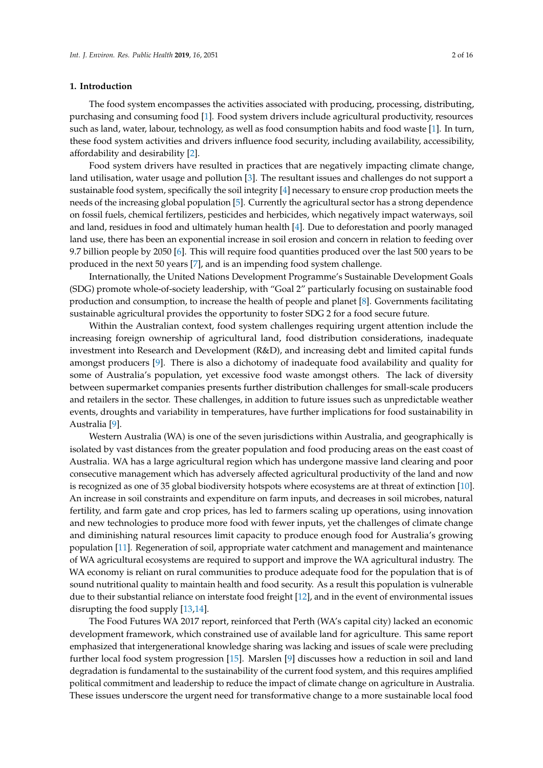## 1. Introduction

The food system encompasses the activities associated with producing, processing, distributing, purchasing and consuming food [1]. Food system drivers include agricultural productivity, resources such as land, water, labour, technology, as well as food consumption habits and food waste [1]. In turn, these food system activities and drivers influence food security, including availability, accessibility, affordability and desirability [2].

Food system drivers have resulted in practices that are negatively impacting climate change, land utilisation, water usage and pollution [3]. The resultant issues and challenges do not support a sustainable food system, specifically the soil integrity [4] necessary to ensure crop production meets the needs of the increasing global population [5]. Currently the agricultural sector has a strong dependence on fossil fuels, chemical fertilizers, pesticides and herbicides, which negatively impact waterways, soil and land, residues in food and ultimately human health [4]. Due to deforestation and poorly managed land use, there has been an exponential increase in soil erosion and concern in relation to feeding over 9.7 billion people by 2050 [6]. This will require food quantities produced over the last 500 years to be produced in the next 50 years [7], and is an impending food system challenge.

Internationally, the United Nations Development Programme's Sustainable Development Goals (SDG) promote whole-of-society leadership, with "Goal 2" particularly focusing on sustainable food production and consumption, to increase the health of people and planet [8]. Governments facilitating sustainable agricultural provides the opportunity to foster SDG 2 for a food secure future.

Within the Australian context, food system challenges requiring urgent attention include the increasing foreign ownership of agricultural land, food distribution considerations, inadequate investment into Research and Development (R&D), and increasing debt and limited capital funds amongst producers [9]. There is also a dichotomy of inadequate food availability and quality for some of Australia's population, yet excessive food waste amongst others. The lack of diversity between supermarket companies presents further distribution challenges for small-scale producers and retailers in the sector. These challenges, in addition to future issues such as unpredictable weather events, droughts and variability in temperatures, have further implications for food sustainability in Australia [9].

Western Australia (WA) is one of the seven jurisdictions within Australia, and geographically is isolated by vast distances from the greater population and food producing areas on the east coast of Australia. WA has a large agricultural region which has undergone massive land clearing and poor consecutive management which has adversely affected agricultural productivity of the land and now is recognized as one of 35 global biodiversity hotspots where ecosystems are at threat of extinction [10]. An increase in soil constraints and expenditure on farm inputs, and decreases in soil microbes, natural fertility, and farm gate and crop prices, has led to farmers scaling up operations, using innovation and new technologies to produce more food with fewer inputs, yet the challenges of climate change and diminishing natural resources limit capacity to produce enough food for Australia's growing population [11]. Regeneration of soil, appropriate water catchment and management and maintenance of WA agricultural ecosystems are required to support and improve the WA agricultural industry. The WA economy is reliant on rural communities to produce adequate food for the population that is of sound nutritional quality to maintain health and food security. As a result this population is vulnerable due to their substantial reliance on interstate food freight [12], and in the event of environmental issues disrupting the food supply [13,14].

The Food Futures WA 2017 report, reinforced that Perth (WA's capital city) lacked an economic development framework, which constrained use of available land for agriculture. This same report emphasized that intergenerational knowledge sharing was lacking and issues of scale were precluding further local food system progression [15]. Marslen [9] discusses how a reduction in soil and land degradation is fundamental to the sustainability of the current food system, and this requires amplified political commitment and leadership to reduce the impact of climate change on agriculture in Australia. These issues underscore the urgent need for transformative change to a more sustainable local food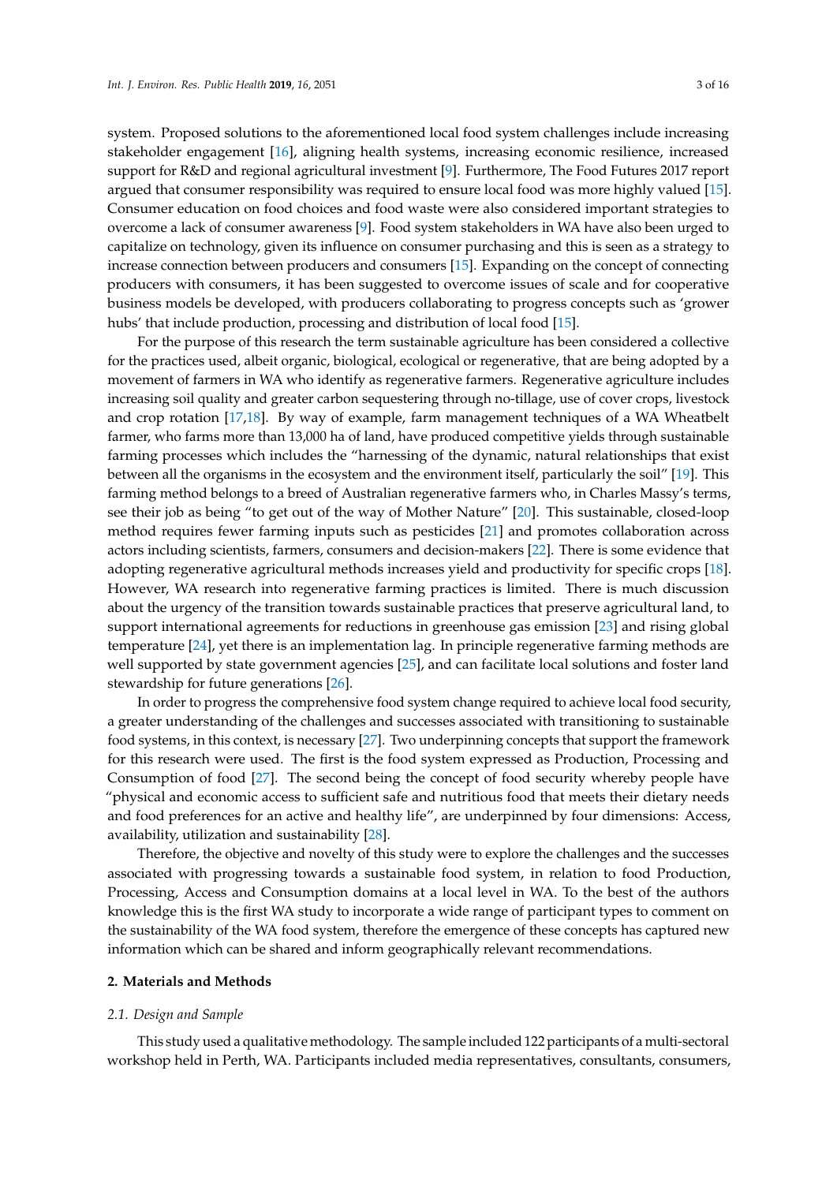system. Proposed solutions to the aforementioned local food system challenges include increasing stakeholder engagement [16], aligning health systems, increasing economic resilience, increased support for R&D and regional agricultural investment [9]. Furthermore, The Food Futures 2017 report argued that consumer responsibility was required to ensure local food was more highly valued [15]. Consumer education on food choices and food waste were also considered important strategies to overcome a lack of consumer awareness [9]. Food system stakeholders in WA have also been urged to capitalize on technology, given its influence on consumer purchasing and this is seen as a strategy to increase connection between producers and consumers [15]. Expanding on the concept of connecting producers with consumers, it has been suggested to overcome issues of scale and for cooperative business models be developed, with producers collaborating to progress concepts such as 'grower hubs' that include production, processing and distribution of local food [15].

For the purpose of this research the term sustainable agriculture has been considered a collective for the practices used, albeit organic, biological, ecological or regenerative, that are being adopted by a movement of farmers in WA who identify as regenerative farmers. Regenerative agriculture includes increasing soil quality and greater carbon sequestering through no-tillage, use of cover crops, livestock and crop rotation [17,18]. By way of example, farm management techniques of a WA Wheatbelt farmer, who farms more than 13,000 ha of land, have produced competitive yields through sustainable farming processes which includes the "harnessing of the dynamic, natural relationships that exist between all the organisms in the ecosystem and the environment itself, particularly the soil" [19]. This farming method belongs to a breed of Australian regenerative farmers who, in Charles Massy's terms, see their job as being "to get out of the way of Mother Nature" [20]. This sustainable, closed-loop method requires fewer farming inputs such as pesticides [21] and promotes collaboration across actors including scientists, farmers, consumers and decision-makers [22]. There is some evidence that adopting regenerative agricultural methods increases yield and productivity for specific crops [18]. However, WA research into regenerative farming practices is limited. There is much discussion about the urgency of the transition towards sustainable practices that preserve agricultural land, to support international agreements for reductions in greenhouse gas emission [23] and rising global temperature [24], yet there is an implementation lag. In principle regenerative farming methods are well supported by state government agencies [25], and can facilitate local solutions and foster land stewardship for future generations [26].

In order to progress the comprehensive food system change required to achieve local food security, a greater understanding of the challenges and successes associated with transitioning to sustainable food systems, in this context, is necessary [27]. Two underpinning concepts that support the framework for this research were used. The first is the food system expressed as Production, Processing and Consumption of food [27]. The second being the concept of food security whereby people have "physical and economic access to sufficient safe and nutritious food that meets their dietary needs and food preferences for an active and healthy life", are underpinned by four dimensions: Access, availability, utilization and sustainability [28].

Therefore, the objective and novelty of this study were to explore the challenges and the successes associated with progressing towards a sustainable food system, in relation to food Production, Processing, Access and Consumption domains at a local level in WA. To the best of the authors knowledge this is the first WA study to incorporate a wide range of participant types to comment on the sustainability of the WA food system, therefore the emergence of these concepts has captured new information which can be shared and inform geographically relevant recommendations.

## 2. Materials and Methods

### *2.1. Design and Sample*

This study used a qualitative methodology. The sample included 122 participants of a multi-sectoral workshop held in Perth, WA. Participants included media representatives, consultants, consumers,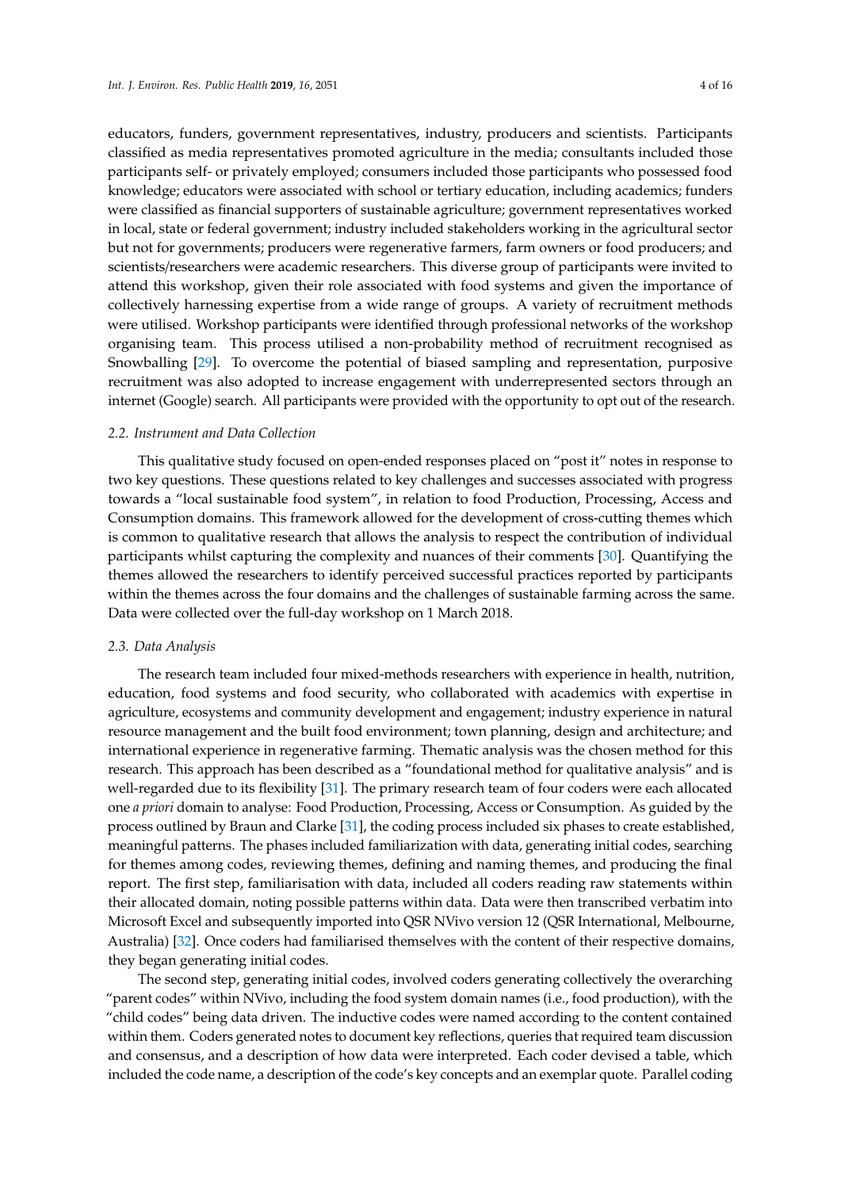educators, funders, government representatives, industry, producers and scientists. Participants classified as media representatives promoted agriculture in the media; consultants included those participants self- or privately employed; consumers included those participants who possessed food knowledge; educators were associated with school or tertiary education, including academics; funders were classified as financial supporters of sustainable agriculture; government representatives worked in local, state or federal government; industry included stakeholders working in the agricultural sector but not for governments; producers were regenerative farmers, farm owners or food producers; and scientists/researchers were academic researchers. This diverse group of participants were invited to attend this workshop, given their role associated with food systems and given the importance of collectively harnessing expertise from a wide range of groups. A variety of recruitment methods were utilised. Workshop participants were identified through professional networks of the workshop organising team. This process utilised a non-probability method of recruitment recognised as Snowballing [29]. To overcome the potential of biased sampling and representation, purposive recruitment was also adopted to increase engagement with underrepresented sectors through an internet (Google) search. All participants were provided with the opportunity to opt out of the research.

### *2.2. Instrument and Data Collection*

This qualitative study focused on open-ended responses placed on "post it" notes in response to two key questions. These questions related to key challenges and successes associated with progress towards a "local sustainable food system", in relation to food Production, Processing, Access and Consumption domains. This framework allowed for the development of cross-cutting themes which is common to qualitative research that allows the analysis to respect the contribution of individual participants whilst capturing the complexity and nuances of their comments [30]. Quantifying the themes allowed the researchers to identify perceived successful practices reported by participants within the themes across the four domains and the challenges of sustainable farming across the same. Data were collected over the full-day workshop on 1 March 2018.

### *2.3. Data Analysis*

The research team included four mixed-methods researchers with experience in health, nutrition, education, food systems and food security, who collaborated with academics with expertise in agriculture, ecosystems and community development and engagement; industry experience in natural resource management and the built food environment; town planning, design and architecture; and international experience in regenerative farming. Thematic analysis was the chosen method for this research. This approach has been described as a "foundational method for qualitative analysis" and is well-regarded due to its flexibility [31]. The primary research team of four coders were each allocated one *a priori* domain to analyse: Food Production, Processing, Access or Consumption. As guided by the process outlined by Braun and Clarke [31], the coding process included six phases to create established, meaningful patterns. The phases included familiarization with data, generating initial codes, searching for themes among codes, reviewing themes, defining and naming themes, and producing the final report. The first step, familiarisation with data, included all coders reading raw statements within their allocated domain, noting possible patterns within data. Data were then transcribed verbatim into Microsoft Excel and subsequently imported into QSR NVivo version 12 (QSR International, Melbourne, Australia) [32]. Once coders had familiarised themselves with the content of their respective domains, they began generating initial codes.

The second step, generating initial codes, involved coders generating collectively the overarching "parent codes" within NVivo, including the food system domain names (i.e., food production), with the "child codes" being data driven. The inductive codes were named according to the content contained within them. Coders generated notes to document key reflections, queries that required team discussion and consensus, and a description of how data were interpreted. Each coder devised a table, which included the code name, a description of the code's key concepts and an exemplar quote. Parallel coding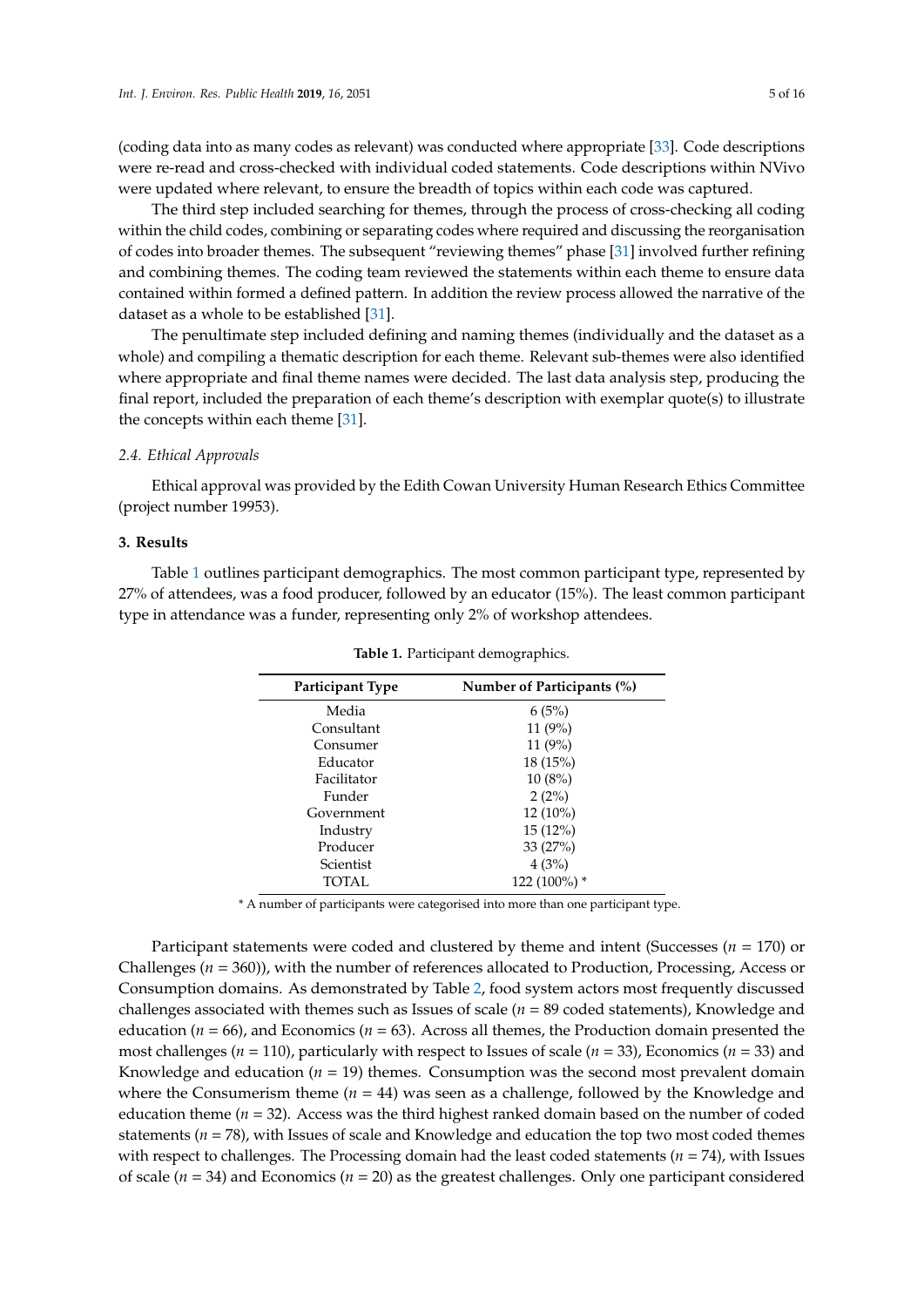(coding data into as many codes as relevant) was conducted where appropriate [33]. Code descriptions were re-read and cross-checked with individual coded statements. Code descriptions within NVivo were updated where relevant, to ensure the breadth of topics within each code was captured.

The third step included searching for themes, through the process of cross-checking all coding within the child codes, combining or separating codes where required and discussing the reorganisation of codes into broader themes. The subsequent "reviewing themes" phase [31] involved further refining and combining themes. The coding team reviewed the statements within each theme to ensure data contained within formed a defined pattern. In addition the review process allowed the narrative of the dataset as a whole to be established [31].

The penultimate step included defining and naming themes (individually and the dataset as a whole) and compiling a thematic description for each theme. Relevant sub-themes were also identified where appropriate and final theme names were decided. The last data analysis step, producing the final report, included the preparation of each theme's description with exemplar quote(s) to illustrate the concepts within each theme [31].

### *2.4. Ethical Approvals*

Ethical approval was provided by the Edith Cowan University Human Research Ethics Committee (project number 19953).

## 3. Results

Table 1 outlines participant demographics. The most common participant type, represented by 27% of attendees, was a food producer, followed by an educator (15%). The least common participant type in attendance was a funder, representing only 2% of workshop attendees.

**Table 1.** Participant demographics.

| Participant Type | Number of Participants (%) |
|---|---|
| Media | 6 (5%) |
| Consultant | 11 (9%) |
| Consumer | 11 (9%) |
| Educator | 18 (15%) |
| Facilitator | 10 (8%) |
| Funder | 2 (2%) |
| Government | 12 (10%) |
| Industry | 15 (12%) |
| Producer | 33 (27%) |
| Scientist | 4 (3%) |
| TOTAL | 122 (100%) * |

\* A number of participants were categorised into more than one participant type.

Participant statements were coded and clustered by theme and intent (Successes ($n$ = 170) or Challenges ($n$ = 360)), with the number of references allocated to Production, Processing, Access or Consumption domains. As demonstrated by Table 2, food system actors most frequently discussed challenges associated with themes such as Issues of scale ($n$ = 89 coded statements), Knowledge and education ($n$ = 66), and Economics ($n$ = 63). Across all themes, the Production domain presented the most challenges ($n$ = 110), particularly with respect to Issues of scale ($n$ = 33), Economics ($n$ = 33) and Knowledge and education ($n$ = 19) themes. Consumption was the second most prevalent domain where the Consumerism theme ($n$ = 44) was seen as a challenge, followed by the Knowledge and education theme ($n$ = 32). Access was the third highest ranked domain based on the number of coded statements ($n$ = 78), with Issues of scale and Knowledge and education the top two most coded themes with respect to challenges. The Processing domain had the least coded statements ($n$ = 74), with Issues of scale ($n$ = 34) and Economics ($n$ = 20) as the greatest challenges. Only one participant considered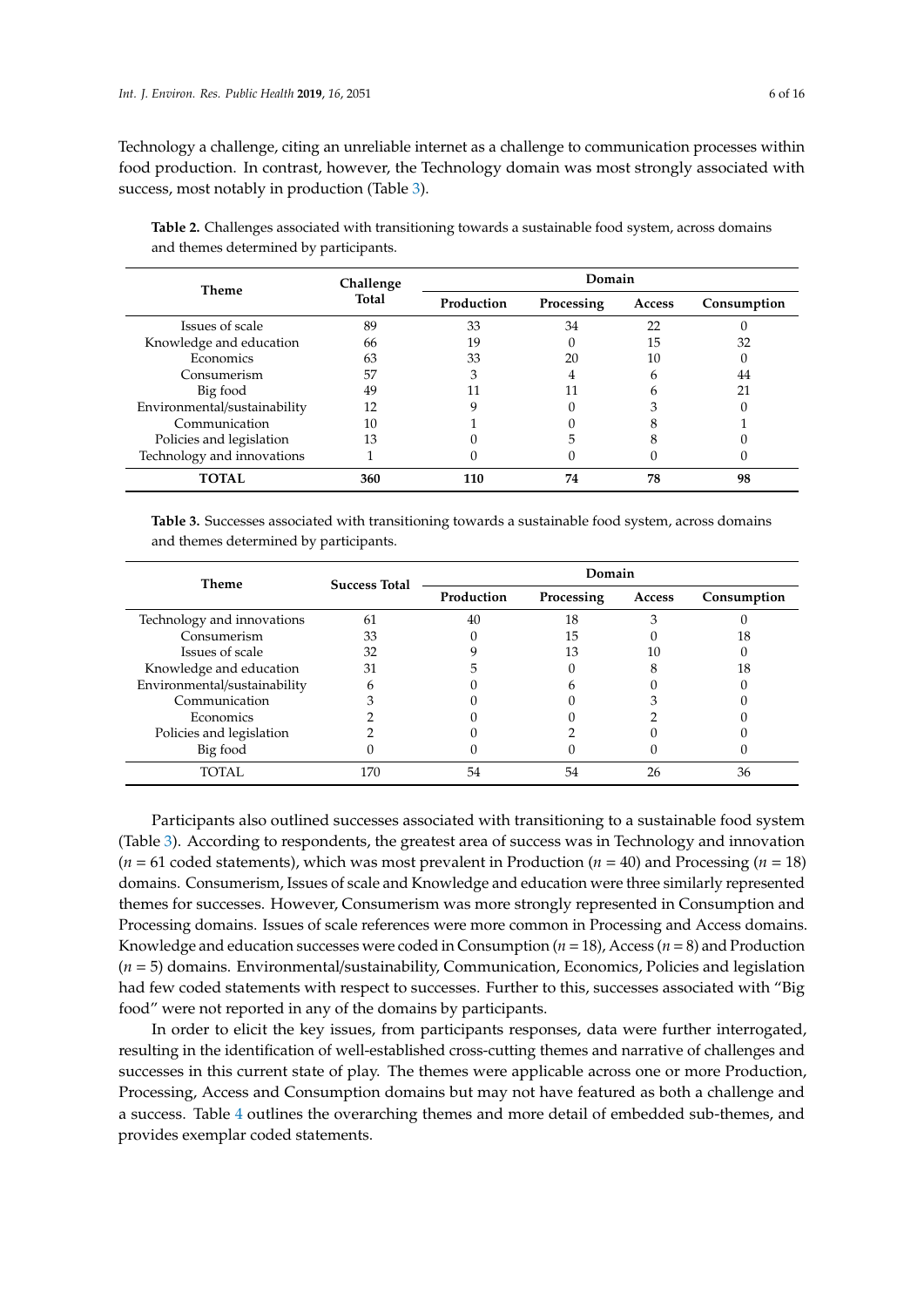Technology a challenge, citing an unreliable internet as a challenge to communication processes within food production. In contrast, however, the Technology domain was most strongly associated with success, most notably in production (Table 3).

**Table 2.** Challenges associated with transitioning towards a sustainable food system, across domains and themes determined by participants.

| Theme | Challenge Total | Domain | | | |
|---|---|---|---|---|---|
| | | Production | Processing | Access | Consumption |
| Issues of scale | 89 | 33 | 34 | 22 | 0 |
| Knowledge and education | 66 | 19 | 0 | 15 | 32 |
| Economics | 63 | 33 | 20 | 10 | 0 |
| Consumerism | 57 | 3 | 4 | 6 | 44 |
| Big food | 49 | 11 | 11 | 6 | 21 |
| Environmental/sustainability | 12 | 9 | 0 | 3 | 0 |
| Communication | 10 | 1 | 0 | 8 | 1 |
| Policies and legislation | 13 | 0 | 5 | 8 | 0 |
| Technology and innovations | 1 | 0 | 0 | 0 | 0 |
| **TOTAL** | **360** | **110** | **74** | **78** | **98** |

**Table 3.** Successes associated with transitioning towards a sustainable food system, across domains and themes determined by participants.

| Theme | Success Total | Domain | | | |
|---|---|---|---|---|---|
| | | Production | Processing | Access | Consumption |
| Technology and innovations | 61 | 40 | 18 | 3 | 0 |
| Consumerism | 33 | 0 | 15 | 0 | 18 |
| Issues of scale | 32 | 9 | 13 | 10 | 0 |
| Knowledge and education | 31 | 5 | 0 | 8 | 18 |
| Environmental/sustainability | 6 | 0 | 6 | 0 | 0 |
| Communication | 3 | 0 | 0 | 3 | 0 |
| Economics | 2 | 0 | 0 | 2 | 0 |
| Policies and legislation | 2 | 0 | 2 | 0 | 0 |
| Big food | 0 | 0 | 0 | 0 | 0 |
| TOTAL | 170 | 54 | 54 | 26 | 36 |

Participants also outlined successes associated with transitioning to a sustainable food system (Table 3). According to respondents, the greatest area of success was in Technology and innovation ($n = 61$ coded statements), which was most prevalent in Production ($n = 40$) and Processing ($n = 18$) domains. Consumerism, Issues of scale and Knowledge and education were three similarly represented themes for successes. However, Consumerism was more strongly represented in Consumption and Processing domains. Issues of scale references were more common in Processing and Access domains. Knowledge and education successes were coded in Consumption ($n = 18$), Access ($n = 8$) and Production ($n = 5$) domains. Environmental/sustainability, Communication, Economics, Policies and legislation had few coded statements with respect to successes. Further to this, successes associated with "Big food" were not reported in any of the domains by participants.

In order to elicit the key issues, from participants responses, data were further interrogated, resulting in the identification of well-established cross-cutting themes and narrative of challenges and successes in this current state of play. The themes were applicable across one or more Production, Processing, Access and Consumption domains but may not have featured as both a challenge and a success. Table 4 outlines the overarching themes and more detail of embedded sub-themes, and provides exemplar coded statements.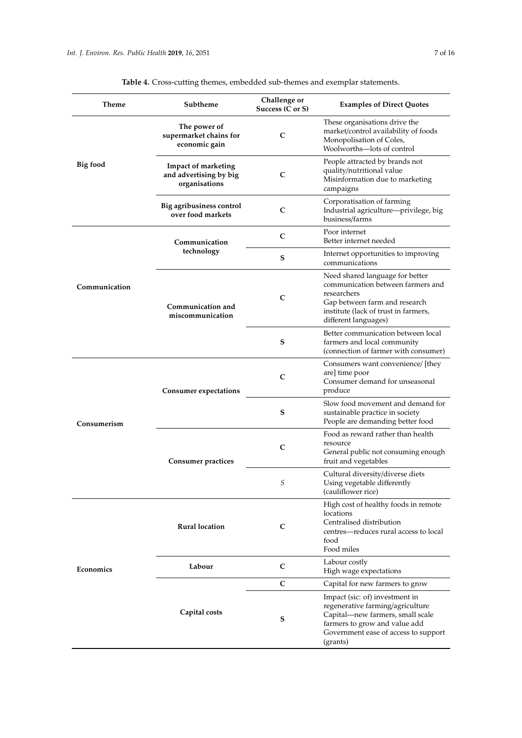**Table 4.** Cross-cutting themes, embedded sub-themes and exemplar statements.

| Theme | Subtheme | Challenge or Success (C or S) | Examples of Direct Quotes |
| --- | --- | --- | --- |
| **Big food** | **The power of supermarket chains for economic gain** | **C** | These organisations drive the market/control availability of foods<br>Monopolisation of Coles, Woolworths—lots of control |
| | **Impact of marketing and advertising by big organisations** | **C** | People attracted by brands not quality/nutritional value<br>Misinformation due to marketing campaigns |
| | **Big agribusiness control over food markets** | **C** | Corporatisation of farming<br>Industrial agriculture—privilege, big business/farms |
| **Communication** | **Communication technology** | **C** | Poor internet<br>Better internet needed |
| | | **S** | Internet opportunities to improving communications |
| | **Communication and miscommunication** | **C** | Need shared language for better communication between farmers and researchers<br>Gap between farm and research institute (lack of trust in farmers, different languages) |
| | | **S** | Better communication between local farmers and local community (connection of farmer with consumer) |
| **Consumerism** | **Consumer expectations** | **C** | Consumers want convenience/ [they are] time poor<br>Consumer demand for unseasonal produce |
| | | **S** | Slow food movement and demand for sustainable practice in society<br>People are demanding better food |
| | **Consumer practices** | **C** | Food as reward rather than health resource<br>General public not consuming enough fruit and vegetables |
| | | *S* | Cultural diversity/diverse diets<br>Using vegetable differently (cauliflower rice) |
| **Economics** | **Rural location** | **C** | High cost of healthy foods in remote locations<br>Centralised distribution centres—reduces rural access to local food<br>Food miles |
| | **Labour** | **C** | Labour costly<br>High wage expectations |
| | **Capital costs** | **C** | Capital for new farmers to grow |
| | | **S** | Impact (sic: of) investment in regenerative farming/agriculture<br>Capital—new farmers, small scale farmers to grow and value add<br>Government ease of access to support (grants) |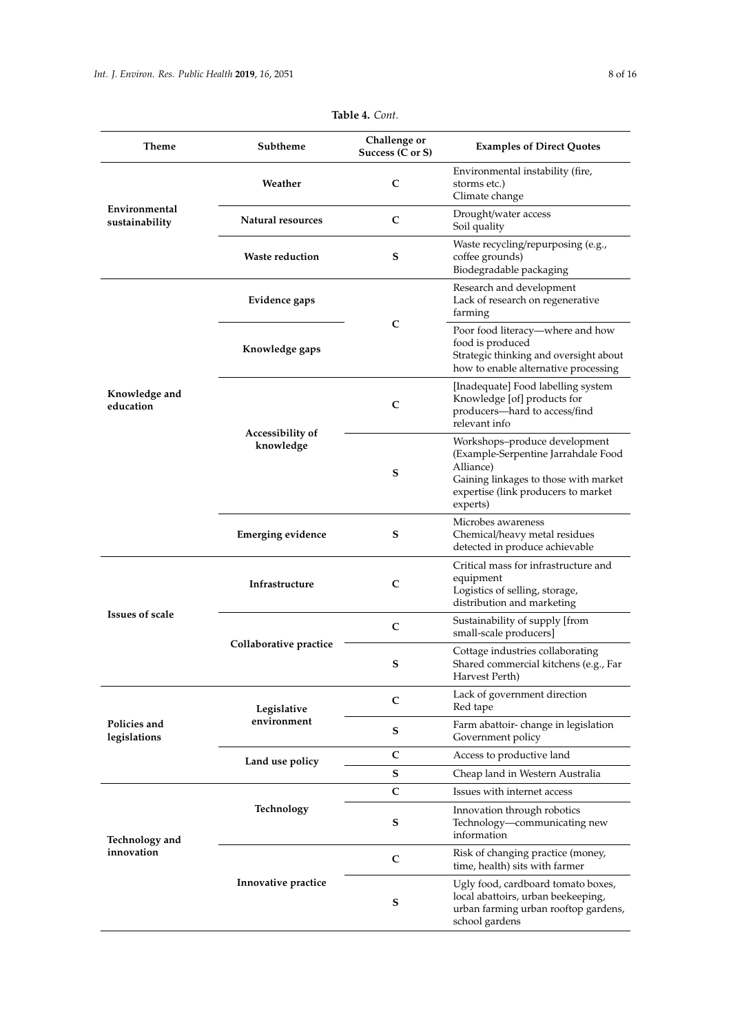**Table 4.** *Cont.*

| Theme | Subtheme | Challenge or Success (C or S) | Examples of Direct Quotes |
|---|---|---|---|
| **Environmental sustainability** | **Weather** | C | Environmental instability (fire, storms etc.) Climate change |
| | **Natural resources** | C | Drought/water access Soil quality |
| | **Waste reduction** | S | Waste recycling/repurposing (e.g., coffee grounds) Biodegradable packaging |
| **Knowledge and education** | **Evidence gaps** | C | Research and development Lack of research on regenerative farming |
| | **Knowledge gaps** | C | Poor food literacy—where and how food is produced Strategic thinking and oversight about how to enable alternative processing |
| | **Accessibility of knowledge** | C | [Inadequate] Food labelling system Knowledge [of] products for producers—hard to access/find relevant info |
| | | S | Workshops–produce development (Example-Serpentine Jarrahdale Food Alliance) Gaining linkages to those with market expertise (link producers to market experts) |
| | **Emerging evidence** | S | Microbes awareness Chemical/heavy metal residues detected in produce achievable |
| **Issues of scale** | **Infrastructure** | C | Critical mass for infrastructure and equipment Logistics of selling, storage, distribution and marketing |
| | **Collaborative practice** | C | Sustainability of supply [from small-scale producers] |
| | | S | Cottage industries collaborating Shared commercial kitchens (e.g., Far Harvest Perth) |
| **Policies and legislations** | **Legislative environment** | C | Lack of government direction Red tape |
| | | S | Farm abattoir- change in legislation Government policy |
| | **Land use policy** | C | Access to productive land |
| | | S | Cheap land in Western Australia |
| **Technology and innovation** | **Technology** | C | Issues with internet access |
| | | S | Innovation through robotics Technology—communicating new information |
| | **Innovative practice** | C | Risk of changing practice (money, time, health) sits with farmer |
| | | S | Ugly food, cardboard tomato boxes, local abattoirs, urban beekeeping, urban farming urban rooftop gardens, school gardens |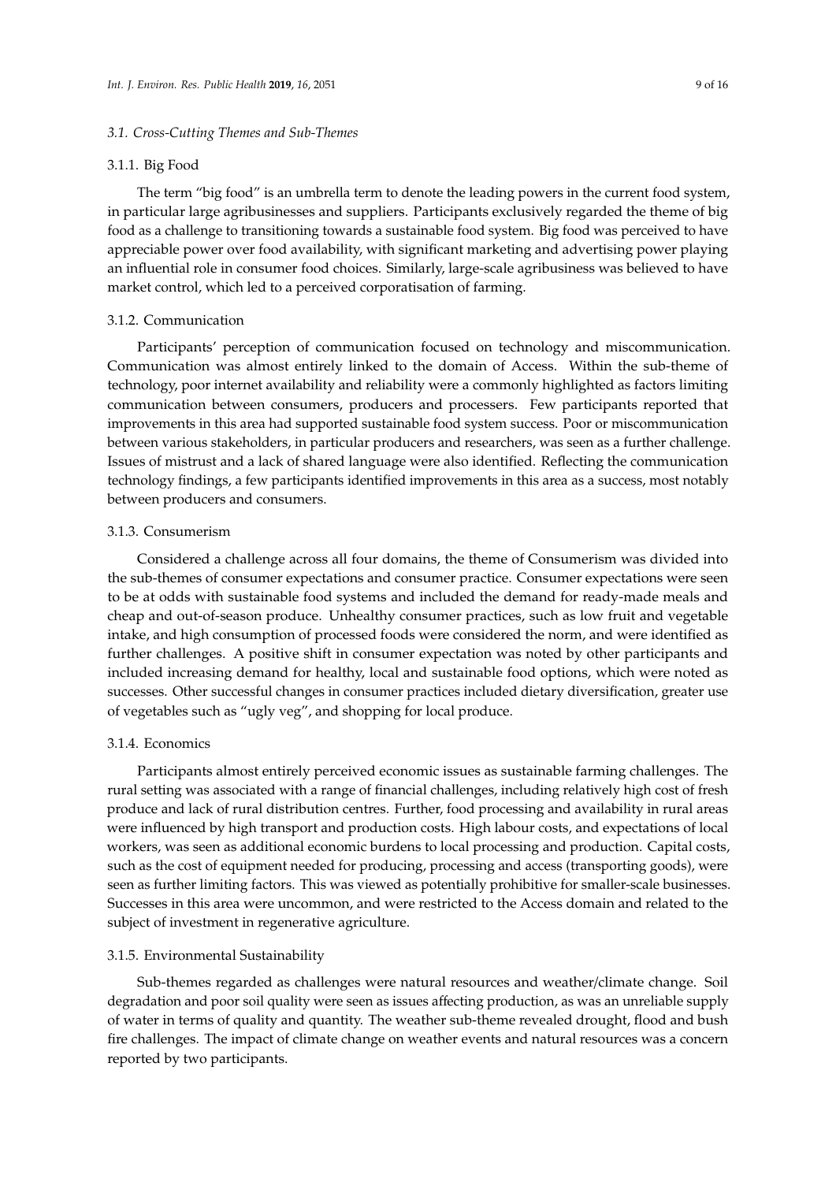### 3.1. Cross-Cutting Themes and Sub-Themes

#### 3.1.1. Big Food

The term "big food" is an umbrella term to denote the leading powers in the current food system, in particular large agribusinesses and suppliers. Participants exclusively regarded the theme of big food as a challenge to transitioning towards a sustainable food system. Big food was perceived to have appreciable power over food availability, with significant marketing and advertising power playing an influential role in consumer food choices. Similarly, large-scale agribusiness was believed to have market control, which led to a perceived corporatisation of farming.

#### 3.1.2. Communication

Participants' perception of communication focused on technology and miscommunication. Communication was almost entirely linked to the domain of Access. Within the sub-theme of technology, poor internet availability and reliability were a commonly highlighted as factors limiting communication between consumers, producers and processers. Few participants reported that improvements in this area had supported sustainable food system success. Poor or miscommunication between various stakeholders, in particular producers and researchers, was seen as a further challenge. Issues of mistrust and a lack of shared language were also identified. Reflecting the communication technology findings, a few participants identified improvements in this area as a success, most notably between producers and consumers.

#### 3.1.3. Consumerism

Considered a challenge across all four domains, the theme of Consumerism was divided into the sub-themes of consumer expectations and consumer practice. Consumer expectations were seen to be at odds with sustainable food systems and included the demand for ready-made meals and cheap and out-of-season produce. Unhealthy consumer practices, such as low fruit and vegetable intake, and high consumption of processed foods were considered the norm, and were identified as further challenges. A positive shift in consumer expectation was noted by other participants and included increasing demand for healthy, local and sustainable food options, which were noted as successes. Other successful changes in consumer practices included dietary diversification, greater use of vegetables such as "ugly veg", and shopping for local produce.

#### 3.1.4. Economics

Participants almost entirely perceived economic issues as sustainable farming challenges. The rural setting was associated with a range of financial challenges, including relatively high cost of fresh produce and lack of rural distribution centres. Further, food processing and availability in rural areas were influenced by high transport and production costs. High labour costs, and expectations of local workers, was seen as additional economic burdens to local processing and production. Capital costs, such as the cost of equipment needed for producing, processing and access (transporting goods), were seen as further limiting factors. This was viewed as potentially prohibitive for smaller-scale businesses. Successes in this area were uncommon, and were restricted to the Access domain and related to the subject of investment in regenerative agriculture.

#### 3.1.5. Environmental Sustainability

Sub-themes regarded as challenges were natural resources and weather/climate change. Soil degradation and poor soil quality were seen as issues affecting production, as was an unreliable supply of water in terms of quality and quantity. The weather sub-theme revealed drought, flood and bush fire challenges. The impact of climate change on weather events and natural resources was a concern reported by two participants.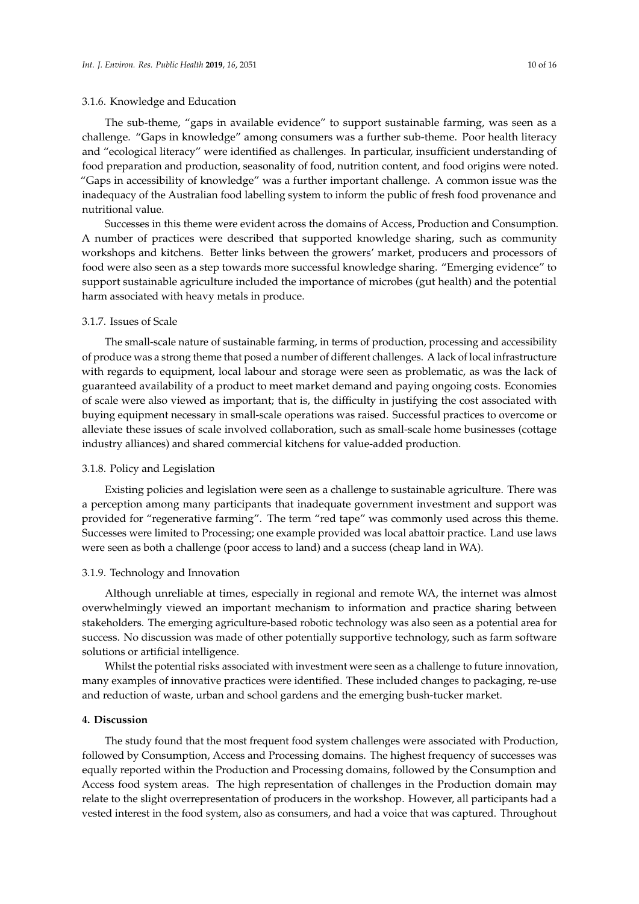### 3.1.6. Knowledge and Education

The sub-theme, "gaps in available evidence" to support sustainable farming, was seen as a challenge. "Gaps in knowledge" among consumers was a further sub-theme. Poor health literacy and "ecological literacy" were identified as challenges. In particular, insufficient understanding of food preparation and production, seasonality of food, nutrition content, and food origins were noted. "Gaps in accessibility of knowledge" was a further important challenge. A common issue was the inadequacy of the Australian food labelling system to inform the public of fresh food provenance and nutritional value.

Successes in this theme were evident across the domains of Access, Production and Consumption. A number of practices were described that supported knowledge sharing, such as community workshops and kitchens. Better links between the growers' market, producers and processors of food were also seen as a step towards more successful knowledge sharing. "Emerging evidence" to support sustainable agriculture included the importance of microbes (gut health) and the potential harm associated with heavy metals in produce.

### 3.1.7. Issues of Scale

The small-scale nature of sustainable farming, in terms of production, processing and accessibility of produce was a strong theme that posed a number of different challenges. A lack of local infrastructure with regards to equipment, local labour and storage were seen as problematic, as was the lack of guaranteed availability of a product to meet market demand and paying ongoing costs. Economies of scale were also viewed as important; that is, the difficulty in justifying the cost associated with buying equipment necessary in small-scale operations was raised. Successful practices to overcome or alleviate these issues of scale involved collaboration, such as small-scale home businesses (cottage industry alliances) and shared commercial kitchens for value-added production.

### 3.1.8. Policy and Legislation

Existing policies and legislation were seen as a challenge to sustainable agriculture. There was a perception among many participants that inadequate government investment and support was provided for "regenerative farming". The term "red tape" was commonly used across this theme. Successes were limited to Processing; one example provided was local abattoir practice. Land use laws were seen as both a challenge (poor access to land) and a success (cheap land in WA).

### 3.1.9. Technology and Innovation

Although unreliable at times, especially in regional and remote WA, the internet was almost overwhelmingly viewed an important mechanism to information and practice sharing between stakeholders. The emerging agriculture-based robotic technology was also seen as a potential area for success. No discussion was made of other potentially supportive technology, such as farm software solutions or artificial intelligence.

Whilst the potential risks associated with investment were seen as a challenge to future innovation, many examples of innovative practices were identified. These included changes to packaging, re-use and reduction of waste, urban and school gardens and the emerging bush-tucker market.

## 4. Discussion

The study found that the most frequent food system challenges were associated with Production, followed by Consumption, Access and Processing domains. The highest frequency of successes was equally reported within the Production and Processing domains, followed by the Consumption and Access food system areas. The high representation of challenges in the Production domain may relate to the slight overrepresentation of producers in the workshop. However, all participants had a vested interest in the food system, also as consumers, and had a voice that was captured. Throughout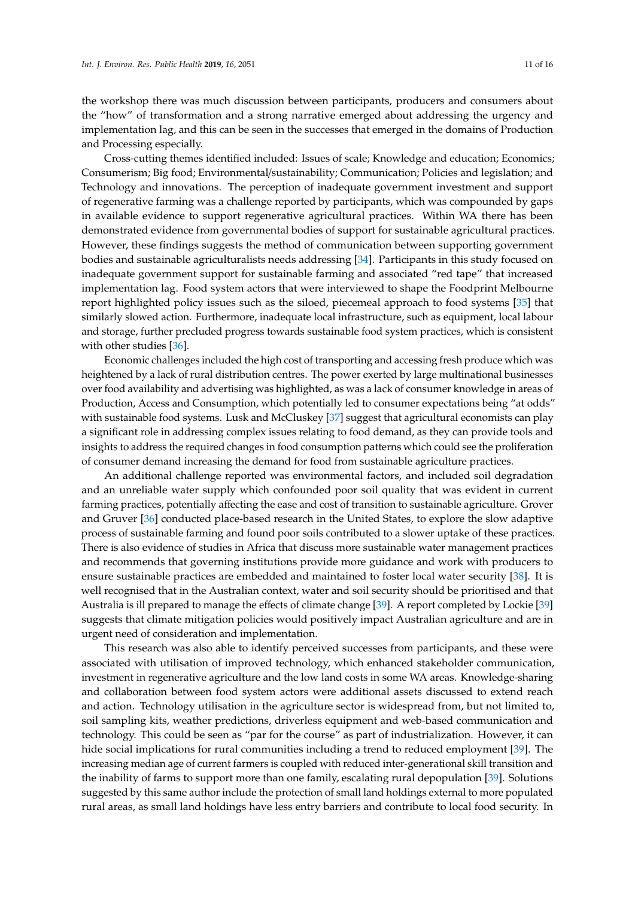the workshop there was much discussion between participants, producers and consumers about the "how" of transformation and a strong narrative emerged about addressing the urgency and implementation lag, and this can be seen in the successes that emerged in the domains of Production and Processing especially.

Cross-cutting themes identified included: Issues of scale; Knowledge and education; Economics; Consumerism; Big food; Environmental/sustainability; Communication; Policies and legislation; and Technology and innovations. The perception of inadequate government investment and support of regenerative farming was a challenge reported by participants, which was compounded by gaps in available evidence to support regenerative agricultural practices. Within WA there has been demonstrated evidence from governmental bodies of support for sustainable agricultural practices. However, these findings suggests the method of communication between supporting government bodies and sustainable agriculturalists needs addressing [34]. Participants in this study focused on inadequate government support for sustainable farming and associated "red tape" that increased implementation lag. Food system actors that were interviewed to shape the Foodprint Melbourne report highlighted policy issues such as the siloed, piecemeal approach to food systems [35] that similarly slowed action. Furthermore, inadequate local infrastructure, such as equipment, local labour and storage, further precluded progress towards sustainable food system practices, which is consistent with other studies [36].

Economic challenges included the high cost of transporting and accessing fresh produce which was heightened by a lack of rural distribution centres. The power exerted by large multinational businesses over food availability and advertising was highlighted, as was a lack of consumer knowledge in areas of Production, Access and Consumption, which potentially led to consumer expectations being "at odds" with sustainable food systems. Lusk and McCluskey [37] suggest that agricultural economists can play a significant role in addressing complex issues relating to food demand, as they can provide tools and insights to address the required changes in food consumption patterns which could see the proliferation of consumer demand increasing the demand for food from sustainable agriculture practices.

An additional challenge reported was environmental factors, and included soil degradation and an unreliable water supply which confounded poor soil quality that was evident in current farming practices, potentially affecting the ease and cost of transition to sustainable agriculture. Grover and Gruver [36] conducted place-based research in the United States, to explore the slow adaptive process of sustainable farming and found poor soils contributed to a slower uptake of these practices. There is also evidence of studies in Africa that discuss more sustainable water management practices and recommends that governing institutions provide more guidance and work with producers to ensure sustainable practices are embedded and maintained to foster local water security [38]. It is well recognised that in the Australian context, water and soil security should be prioritised and that Australia is ill prepared to manage the effects of climate change [39]. A report completed by Lockie [39] suggests that climate mitigation policies would positively impact Australian agriculture and are in urgent need of consideration and implementation.

This research was also able to identify perceived successes from participants, and these were associated with utilisation of improved technology, which enhanced stakeholder communication, investment in regenerative agriculture and the low land costs in some WA areas. Knowledge-sharing and collaboration between food system actors were additional assets discussed to extend reach and action. Technology utilisation in the agriculture sector is widespread from, but not limited to, soil sampling kits, weather predictions, driverless equipment and web-based communication and technology. This could be seen as "par for the course" as part of industrialization. However, it can hide social implications for rural communities including a trend to reduced employment [39]. The increasing median age of current farmers is coupled with reduced inter-generational skill transition and the inability of farms to support more than one family, escalating rural depopulation [39]. Solutions suggested by this same author include the protection of small land holdings external to more populated rural areas, as small land holdings have less entry barriers and contribute to local food security. In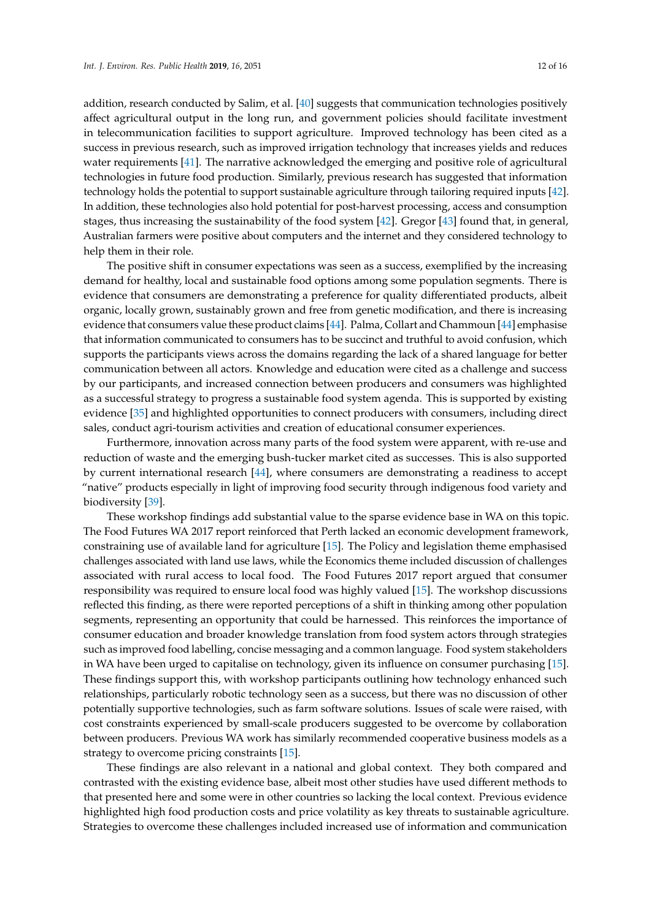addition, research conducted by Salim, et al. [40] suggests that communication technologies positively affect agricultural output in the long run, and government policies should facilitate investment in telecommunication facilities to support agriculture. Improved technology has been cited as a success in previous research, such as improved irrigation technology that increases yields and reduces water requirements [41]. The narrative acknowledged the emerging and positive role of agricultural technologies in future food production. Similarly, previous research has suggested that information technology holds the potential to support sustainable agriculture through tailoring required inputs [42]. In addition, these technologies also hold potential for post-harvest processing, access and consumption stages, thus increasing the sustainability of the food system [42]. Gregor [43] found that, in general, Australian farmers were positive about computers and the internet and they considered technology to help them in their role.

The positive shift in consumer expectations was seen as a success, exemplified by the increasing demand for healthy, local and sustainable food options among some population segments. There is evidence that consumers are demonstrating a preference for quality differentiated products, albeit organic, locally grown, sustainably grown and free from genetic modification, and there is increasing evidence that consumers value these product claims [44]. Palma, Collart and Chammoun [44] emphasise that information communicated to consumers has to be succinct and truthful to avoid confusion, which supports the participants views across the domains regarding the lack of a shared language for better communication between all actors. Knowledge and education were cited as a challenge and success by our participants, and increased connection between producers and consumers was highlighted as a successful strategy to progress a sustainable food system agenda. This is supported by existing evidence [35] and highlighted opportunities to connect producers with consumers, including direct sales, conduct agri-tourism activities and creation of educational consumer experiences.

Furthermore, innovation across many parts of the food system were apparent, with re-use and reduction of waste and the emerging bush-tucker market cited as successes. This is also supported by current international research [44], where consumers are demonstrating a readiness to accept "native" products especially in light of improving food security through indigenous food variety and biodiversity [39].

These workshop findings add substantial value to the sparse evidence base in WA on this topic. The Food Futures WA 2017 report reinforced that Perth lacked an economic development framework, constraining use of available land for agriculture [15]. The Policy and legislation theme emphasised challenges associated with land use laws, while the Economics theme included discussion of challenges associated with rural access to local food. The Food Futures 2017 report argued that consumer responsibility was required to ensure local food was highly valued [15]. The workshop discussions reflected this finding, as there were reported perceptions of a shift in thinking among other population segments, representing an opportunity that could be harnessed. This reinforces the importance of consumer education and broader knowledge translation from food system actors through strategies such as improved food labelling, concise messaging and a common language. Food system stakeholders in WA have been urged to capitalise on technology, given its influence on consumer purchasing [15]. These findings support this, with workshop participants outlining how technology enhanced such relationships, particularly robotic technology seen as a success, but there was no discussion of other potentially supportive technologies, such as farm software solutions. Issues of scale were raised, with cost constraints experienced by small-scale producers suggested to be overcome by collaboration between producers. Previous WA work has similarly recommended cooperative business models as a strategy to overcome pricing constraints [15].

These findings are also relevant in a national and global context. They both compared and contrasted with the existing evidence base, albeit most other studies have used different methods to that presented here and some were in other countries so lacking the local context. Previous evidence highlighted high food production costs and price volatility as key threats to sustainable agriculture. Strategies to overcome these challenges included increased use of information and communication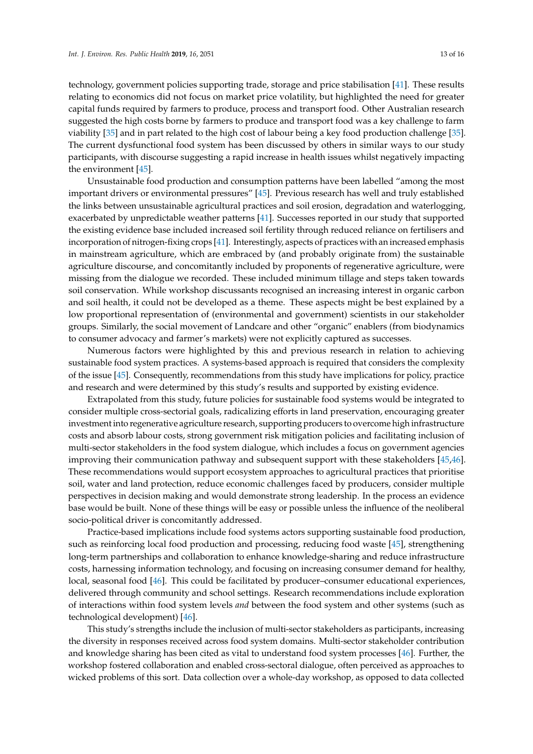technology, government policies supporting trade, storage and price stabilisation [41]. These results relating to economics did not focus on market price volatility, but highlighted the need for greater capital funds required by farmers to produce, process and transport food. Other Australian research suggested the high costs borne by farmers to produce and transport food was a key challenge to farm viability [35] and in part related to the high cost of labour being a key food production challenge [35]. The current dysfunctional food system has been discussed by others in similar ways to our study participants, with discourse suggesting a rapid increase in health issues whilst negatively impacting the environment [45].

Unsustainable food production and consumption patterns have been labelled "among the most important drivers or environmental pressures" [45]. Previous research has well and truly established the links between unsustainable agricultural practices and soil erosion, degradation and waterlogging, exacerbated by unpredictable weather patterns [41]. Successes reported in our study that supported the existing evidence base included increased soil fertility through reduced reliance on fertilisers and incorporation of nitrogen-fixing crops [41]. Interestingly, aspects of practices with an increased emphasis in mainstream agriculture, which are embraced by (and probably originate from) the sustainable agriculture discourse, and concomitantly included by proponents of regenerative agriculture, were missing from the dialogue we recorded. These included minimum tillage and steps taken towards soil conservation. While workshop discussants recognised an increasing interest in organic carbon and soil health, it could not be developed as a theme. These aspects might be best explained by a low proportional representation of (environmental and government) scientists in our stakeholder groups. Similarly, the social movement of Landcare and other "organic" enablers (from biodynamics to consumer advocacy and farmer's markets) were not explicitly captured as successes.

Numerous factors were highlighted by this and previous research in relation to achieving sustainable food system practices. A systems-based approach is required that considers the complexity of the issue [45]. Consequently, recommendations from this study have implications for policy, practice and research and were determined by this study's results and supported by existing evidence.

Extrapolated from this study, future policies for sustainable food systems would be integrated to consider multiple cross-sectorial goals, radicalizing efforts in land preservation, encouraging greater investment into regenerative agriculture research, supporting producers to overcome high infrastructure costs and absorb labour costs, strong government risk mitigation policies and facilitating inclusion of multi-sector stakeholders in the food system dialogue, which includes a focus on government agencies improving their communication pathway and subsequent support with these stakeholders [45,46]. These recommendations would support ecosystem approaches to agricultural practices that prioritise soil, water and land protection, reduce economic challenges faced by producers, consider multiple perspectives in decision making and would demonstrate strong leadership. In the process an evidence base would be built. None of these things will be easy or possible unless the influence of the neoliberal socio-political driver is concomitantly addressed.

Practice-based implications include food systems actors supporting sustainable food production, such as reinforcing local food production and processing, reducing food waste [45], strengthening long-term partnerships and collaboration to enhance knowledge-sharing and reduce infrastructure costs, harnessing information technology, and focusing on increasing consumer demand for healthy, local, seasonal food [46]. This could be facilitated by producer–consumer educational experiences, delivered through community and school settings. Research recommendations include exploration of interactions within food system levels *and* between the food system and other systems (such as technological development) [46].

This study's strengths include the inclusion of multi-sector stakeholders as participants, increasing the diversity in responses received across food system domains. Multi-sector stakeholder contribution and knowledge sharing has been cited as vital to understand food system processes [46]. Further, the workshop fostered collaboration and enabled cross-sectoral dialogue, often perceived as approaches to wicked problems of this sort. Data collection over a whole-day workshop, as opposed to data collected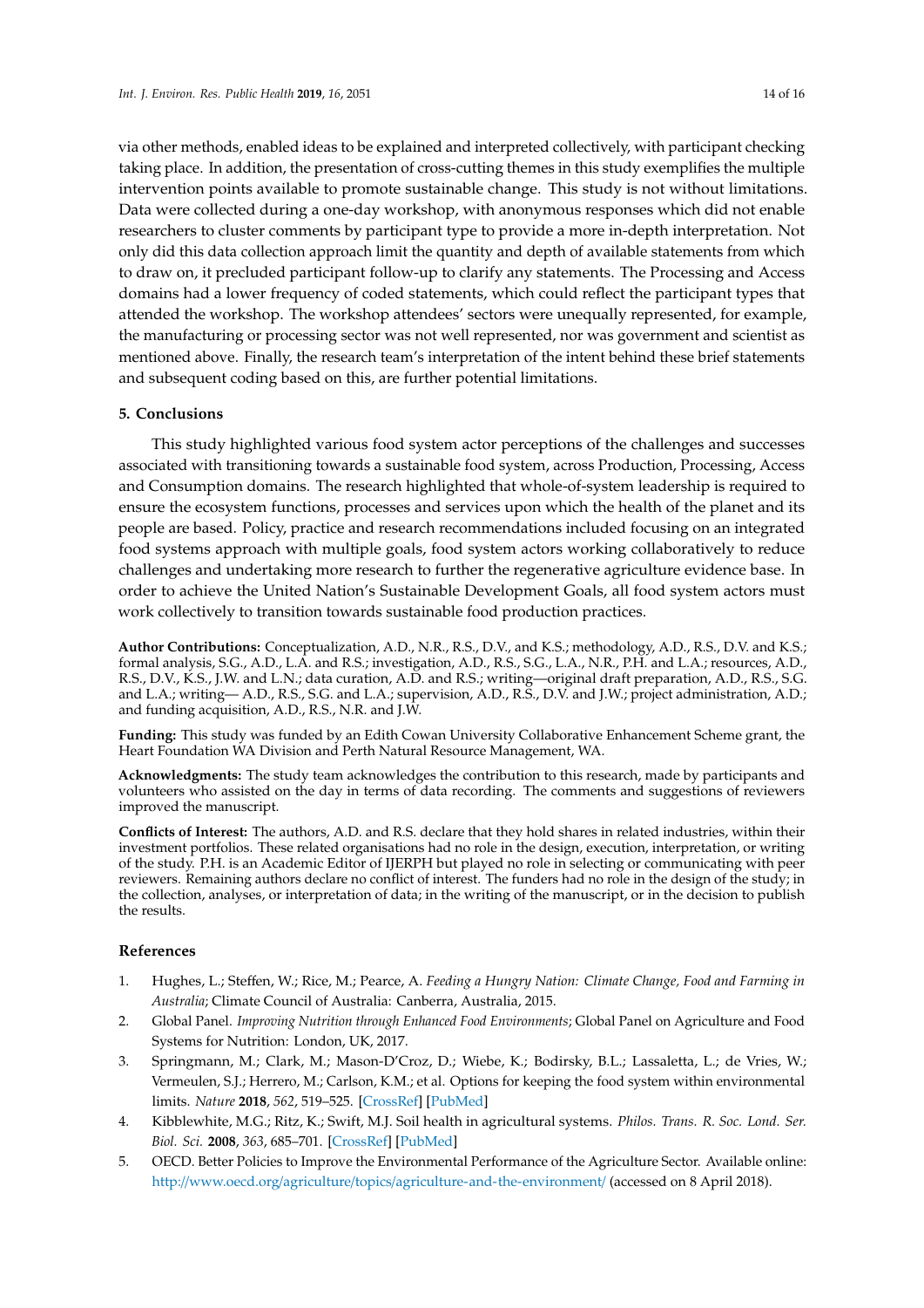via other methods, enabled ideas to be explained and interpreted collectively, with participant checking taking place. In addition, the presentation of cross-cutting themes in this study exemplifies the multiple intervention points available to promote sustainable change. This study is not without limitations. Data were collected during a one-day workshop, with anonymous responses which did not enable researchers to cluster comments by participant type to provide a more in-depth interpretation. Not only did this data collection approach limit the quantity and depth of available statements from which to draw on, it precluded participant follow-up to clarify any statements. The Processing and Access domains had a lower frequency of coded statements, which could reflect the participant types that attended the workshop. The workshop attendees' sectors were unequally represented, for example, the manufacturing or processing sector was not well represented, nor was government and scientist as mentioned above. Finally, the research team's interpretation of the intent behind these brief statements and subsequent coding based on this, are further potential limitations.

## 5. Conclusions

This study highlighted various food system actor perceptions of the challenges and successes associated with transitioning towards a sustainable food system, across Production, Processing, Access and Consumption domains. The research highlighted that whole-of-system leadership is required to ensure the ecosystem functions, processes and services upon which the health of the planet and its people are based. Policy, practice and research recommendations included focusing on an integrated food systems approach with multiple goals, food system actors working collaboratively to reduce challenges and undertaking more research to further the regenerative agriculture evidence base. In order to achieve the United Nation's Sustainable Development Goals, all food system actors must work collectively to transition towards sustainable food production practices.

**Author Contributions:** Conceptualization, A.D., N.R., R.S., D.V., and K.S.; methodology, A.D., R.S., D.V. and K.S.; formal analysis, S.G., A.D., L.A. and R.S.; investigation, A.D., R.S., S.G., L.A., N.R., P.H. and L.A.; resources, A.D., R.S., D.V., K.S., J.W. and L.N.; data curation, A.D. and R.S.; writing—original draft preparation, A.D., R.S., S.G. and L.A.; writing— A.D., R.S., S.G. and L.A.; supervision, A.D., R.S., D.V. and J.W.; project administration, A.D.; and funding acquisition, A.D., R.S., N.R. and J.W.

**Funding:** This study was funded by an Edith Cowan University Collaborative Enhancement Scheme grant, the Heart Foundation WA Division and Perth Natural Resource Management, WA.

**Acknowledgments:** The study team acknowledges the contribution to this research, made by participants and volunteers who assisted on the day in terms of data recording. The comments and suggestions of reviewers improved the manuscript.

**Conflicts of Interest:** The authors, A.D. and R.S. declare that they hold shares in related industries, within their investment portfolios. These related organisations had no role in the design, execution, interpretation, or writing of the study. P.H. is an Academic Editor of IJERPH but played no role in selecting or communicating with peer reviewers. Remaining authors declare no conflict of interest. The funders had no role in the design of the study; in the collection, analyses, or interpretation of data; in the writing of the manuscript, or in the decision to publish the results.

## References

1. Hughes, L.; Steffen, W.; Rice, M.; Pearce, A. *Feeding a Hungry Nation: Climate Change, Food and Farming in Australia*; Climate Council of Australia: Canberra, Australia, 2015.
2. Global Panel. *Improving Nutrition through Enhanced Food Environments*; Global Panel on Agriculture and Food Systems for Nutrition: London, UK, 2017.
3. Springmann, M.; Clark, M.; Mason-D'Croz, D.; Wiebe, K.; Bodirsky, B.L.; Lassaletta, L.; de Vries, W.; Vermeulen, S.J.; Herrero, M.; Carlson, K.M.; et al. Options for keeping the food system within environmental limits. *Nature* **2018**, *562*, 519–525. [CrossRef] [PubMed]
4. Kibblewhite, M.G.; Ritz, K.; Swift, M.J. Soil health in agricultural systems. *Philos. Trans. R. Soc. Lond. Ser. Biol. Sci.* **2008**, *363*, 685–701. [CrossRef] [PubMed]
5. OECD. Better Policies to Improve the Environmental Performance of the Agriculture Sector. Available online: http://www.oecd.org/agriculture/topics/agriculture-and-the-environment/ (accessed on 8 April 2018).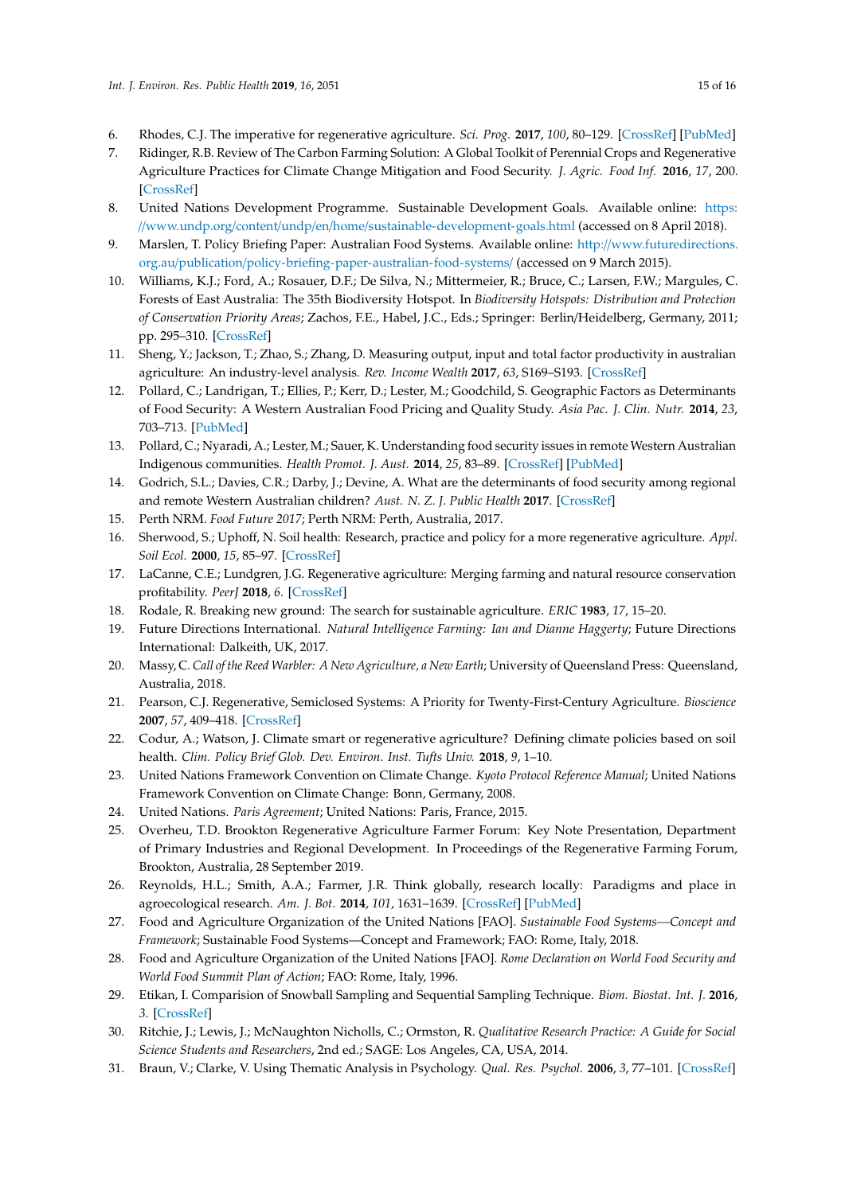6. Rhodes, C.J. The imperative for regenerative agriculture. *Sci. Prog.* **2017**, *100*, 80–129. [CrossRef] [PubMed]
7. Ridinger, R.B. Review of The Carbon Farming Solution: A Global Toolkit of Perennial Crops and Regenerative Agriculture Practices for Climate Change Mitigation and Food Security. *J. Agric. Food Inf.* **2016**, *17*, 200. [CrossRef]
8. United Nations Development Programme. Sustainable Development Goals. Available online: https://www.undp.org/content/undp/en/home/sustainable-development-goals.html (accessed on 8 April 2018).
9. Marslen, T. Policy Briefing Paper: Australian Food Systems. Available online: http://www.futuredirections.org.au/publication/policy-briefing-paper-australian-food-systems/ (accessed on 9 March 2015).
10. Williams, K.J.; Ford, A.; Rosauer, D.F.; De Silva, N.; Mittermeier, R.; Bruce, C.; Larsen, F.W.; Margules, C. Forests of East Australia: The 35th Biodiversity Hotspot. In *Biodiversity Hotspots: Distribution and Protection of Conservation Priority Areas*; Zachos, F.E., Habel, J.C., Eds.; Springer: Berlin/Heidelberg, Germany, 2011; pp. 295–310. [CrossRef]
11. Sheng, Y.; Jackson, T.; Zhao, S.; Zhang, D. Measuring output, input and total factor productivity in australian agriculture: An industry-level analysis. *Rev. Income Wealth* **2017**, *63*, S169–S193. [CrossRef]
12. Pollard, C.; Landrigan, T.; Ellies, P.; Kerr, D.; Lester, M.; Goodchild, S. Geographic Factors as Determinants of Food Security: A Western Australian Food Pricing and Quality Study. *Asia Pac. J. Clin. Nutr.* **2014**, *23*, 703–713. [PubMed]
13. Pollard, C.; Nyaradi, A.; Lester, M.; Sauer, K. Understanding food security issues in remote Western Australian Indigenous communities. *Health Promot. J. Aust.* **2014**, *25*, 83–89. [CrossRef] [PubMed]
14. Godrich, S.L.; Davies, C.R.; Darby, J.; Devine, A. What are the determinants of food security among regional and remote Western Australian children? *Aust. N. Z. J. Public Health* **2017**. [CrossRef]
15. Perth NRM. *Food Future 2017*; Perth NRM: Perth, Australia, 2017.
16. Sherwood, S.; Uphoff, N. Soil health: Research, practice and policy for a more regenerative agriculture. *Appl. Soil Ecol.* **2000**, *15*, 85–97. [CrossRef]
17. LaCanne, C.E.; Lundgren, J.G. Regenerative agriculture: Merging farming and natural resource conservation profitability. *PeerJ* **2018**, *6*. [CrossRef]
18. Rodale, R. Breaking new ground: The search for sustainable agriculture. *ERIC* **1983**, *17*, 15–20.
19. Future Directions International. *Natural Intelligence Farming: Ian and Dianne Haggerty*; Future Directions International: Dalkeith, UK, 2017.
20. Massy, C. *Call of the Reed Warbler: A New Agriculture, a New Earth*; University of Queensland Press: Queensland, Australia, 2018.
21. Pearson, C.J. Regenerative, Semiclosed Systems: A Priority for Twenty-First-Century Agriculture. *Bioscience* **2007**, *57*, 409–418. [CrossRef]
22. Codur, A.; Watson, J. Climate smart or regenerative agriculture? Defining climate policies based on soil health. *Clim. Policy Brief Glob. Dev. Environ. Inst. Tufts Univ.* **2018**, *9*, 1–10.
23. United Nations Framework Convention on Climate Change. *Kyoto Protocol Reference Manual*; United Nations Framework Convention on Climate Change: Bonn, Germany, 2008.
24. United Nations. *Paris Agreement*; United Nations: Paris, France, 2015.
25. Overheu, T.D. Brookton Regenerative Agriculture Farmer Forum: Key Note Presentation, Department of Primary Industries and Regional Development. In Proceedings of the Regenerative Farming Forum, Brookton, Australia, 28 September 2019.
26. Reynolds, H.L.; Smith, A.A.; Farmer, J.R. Think globally, research locally: Paradigms and place in agroecological research. *Am. J. Bot.* **2014**, *101*, 1631–1639. [CrossRef] [PubMed]
27. Food and Agriculture Organization of the United Nations [FAO]. *Sustainable Food Systems—Concept and Framework*; Sustainable Food Systems—Concept and Framework; FAO: Rome, Italy, 2018.
28. Food and Agriculture Organization of the United Nations [FAO]. *Rome Declaration on World Food Security and World Food Summit Plan of Action*; FAO: Rome, Italy, 1996.
29. Etikan, I. Comparision of Snowball Sampling and Sequential Sampling Technique. *Biom. Biostat. Int. J.* **2016**, *3*. [CrossRef]
30. Ritchie, J.; Lewis, J.; McNaughton Nicholls, C.; Ormston, R. *Qualitative Research Practice: A Guide for Social Science Students and Researchers*, 2nd ed.; SAGE: Los Angeles, CA, USA, 2014.
31. Braun, V.; Clarke, V. Using Thematic Analysis in Psychology. *Qual. Res. Psychol.* **2006**, *3*, 77–101. [CrossRef]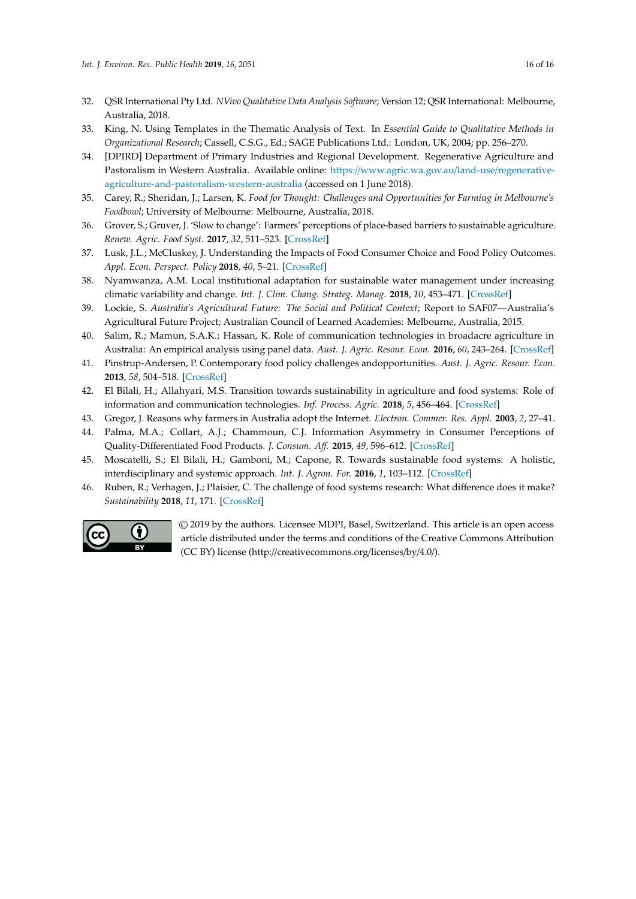32. QSR International Pty Ltd. *NVivo Qualitative Data Analysis Software*; Version 12; QSR International: Melbourne, Australia, 2018.
33. King, N. Using Templates in the Thematic Analysis of Text. In *Essential Guide to Qualitative Methods in Organizational Research*; Cassell, C.S.G., Ed.; SAGE Publications Ltd.: London, UK, 2004; pp. 256–270.
34. [DPIRD] Department of Primary Industries and Regional Development. Regenerative Agriculture and Pastoralism in Western Australia. Available online: https://www.agric.wa.gov.au/land-use/regenerative-agriculture-and-pastoralism-western-australia (accessed on 1 June 2018).
35. Carey, R.; Sheridan, J.; Larsen, K. *Food for Thought: Challenges and Opportunities for Farming in Melbourne's Foodbowl*; University of Melbourne: Melbourne, Australia, 2018.
36. Grover, S.; Gruver, J. 'Slow to change': Farmers' perceptions of place-based barriers to sustainable agriculture. *Renew. Agric. Food Syst.* **2017**, *32*, 511–523. [CrossRef]
37. Lusk, J.L.; McCluskey, J. Understanding the Impacts of Food Consumer Choice and Food Policy Outcomes. *Appl. Econ. Perspect. Policy* **2018**, *40*, 5–21. [CrossRef]
38. Nyamwanza, A.M. Local institutional adaptation for sustainable water management under increasing climatic variability and change. *Int. J. Clim. Chang. Strateg. Manag.* **2018**, *10*, 453–471. [CrossRef]
39. Lockie, S. *Australia's Agricultural Future: The Social and Political Context*; Report to SAF07—Australia's Agricultural Future Project; Australian Council of Learned Academies: Melbourne, Australia, 2015.
40. Salim, R.; Mamun, S.A.K.; Hassan, K. Role of communication technologies in broadacre agriculture in Australia: An empirical analysis using panel data. *Aust. J. Agric. Resour. Econ.* **2016**, *60*, 243–264. [CrossRef]
41. Pinstrup-Andersen, P. Contemporary food policy challenges andopportunities. *Aust. J. Agric. Resour. Econ.* **2013**, *58*, 504–518. [CrossRef]
42. El Bilali, H.; Allahyari, M.S. Transition towards sustainability in agriculture and food systems: Role of information and communication technologies. *Inf. Process. Agric.* **2018**, *5*, 456–464. [CrossRef]
43. Gregor, J. Reasons why farmers in Australia adopt the Internet. *Electron. Commer. Res. Appl.* **2003**, *2*, 27–41.
44. Palma, M.A.; Collart, A.J.; Chammoun, C.J. Information Asymmetry in Consumer Perceptions of Quality-Differentiated Food Products. *J. Consum. Aff.* **2015**, *49*, 596–612. [CrossRef]
45. Moscatelli, S.; El Bilali, H.; Gamboni, M.; Capone, R. Towards sustainable food systems: A holistic, interdisciplinary and systemic approach. *Int. J. Agron. For.* **2016**, *1*, 103–112. [CrossRef]
46. Ruben, R.; Verhagen, J.; Plaisier, C. The challenge of food systems research: What difference does it make? *Sustainability* **2018**, *11*, 171. [CrossRef]

© 2019 by the authors. Licensee MDPI, Basel, Switzerland. This article is an open access article distributed under the terms and conditions of the Creative Commons Attribution (CC BY) license (http://creativecommons.org/licenses/by/4.0/).